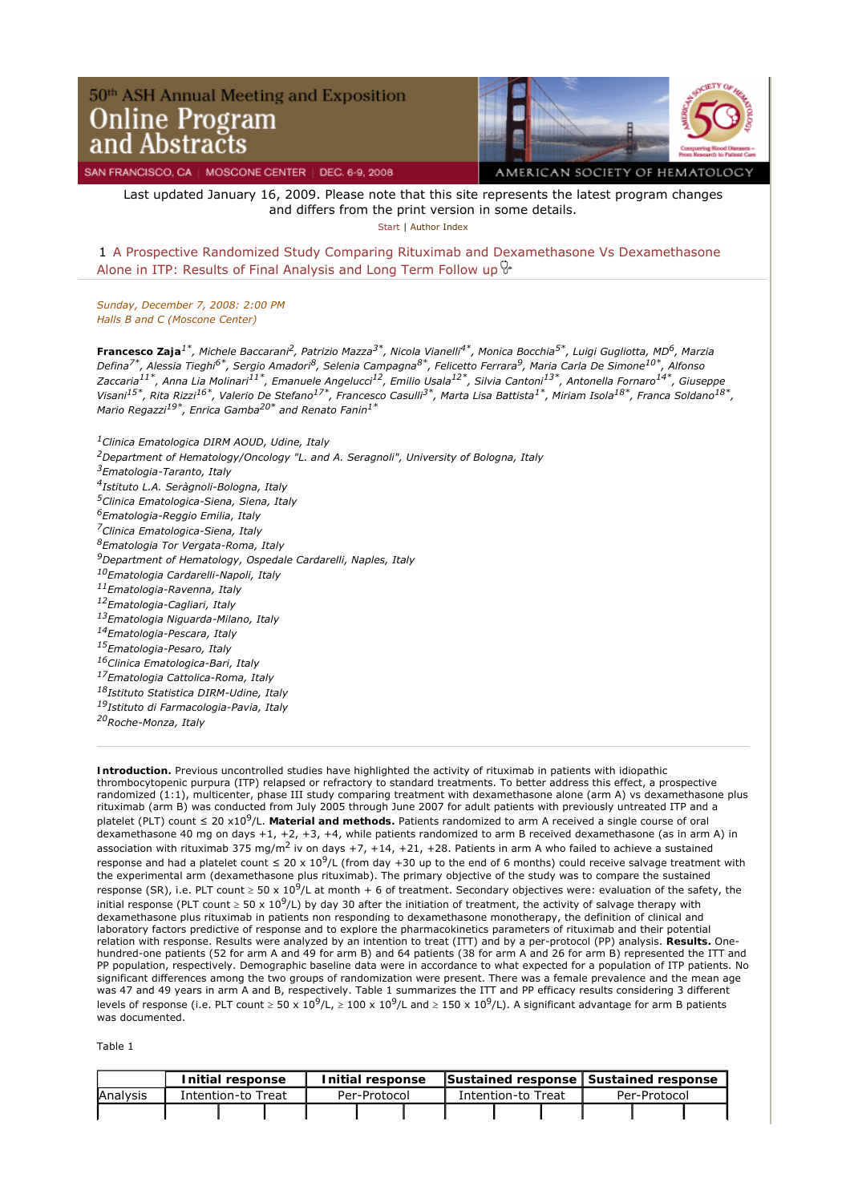Last updated January 16, 2009. Please note that this site represents the latest program changes and differs from the print version in some details.

Start | Author Index

# 1 A Prospective Randomized Study Comparing Rituximab and Dexamethasone Vs Dexamethasone Alone in ITP: Results of Final Analysis and Long Term Follow up

*Sunday, December 7, 2008: 2:00 PM*
*Halls B and C (Moscone Center)*

**Francesco Zaja**[1*], *Michele Baccarani*[2], *Patrizio Mazza*[3*], *Nicola Vianelli*[4*], *Monica Bocchia*[5*], *Luigi Gugliotta, MD*[6], *Marzia Defina*[7*], *Alessia Tieghi*[6*], *Sergio Amadori*[8], *Selenia Campagna*[8*], *Felicetto Ferrara*[9], *Maria Carla De Simone*[10*], *Alfonso Zaccaria*[11*], *Anna Lia Molinari*[11*], *Emanuele Angelucci*[12], *Emilio Usala*[12*], *Silvia Cantoni*[13*], *Antonella Fornaro*[14*], *Giuseppe Visani*[15*], *Rita Rizzi*[16*], *Valerio De Stefano*[17*], *Francesco Casulli*[3*], *Marta Lisa Battista*[1*], *Miriam Isola*[18*], *Franca Soldano*[18*], *Mario Regazzi*[19*], *Enrica Gamba*[20*] and *Renato Fanin*[1*]

[1]*Clinica Ematologica DIRM AOUD, Udine, Italy*
[2]*Department of Hematology/Oncology "L. and A. Seragnoli", University of Bologna, Italy*
[3]*Ematologia-Taranto, Italy*
[4]*Istituto L.A. Seràgnoli-Bologna, Italy*
[5]*Clinica Ematologica-Siena, Siena, Italy*
[6]*Ematologia-Reggio Emilia, Italy*
[7]*Clinica Ematologica-Siena, Italy*
[8]*Ematologia Tor Vergata-Roma, Italy*
[9]*Department of Hematology, Ospedale Cardarelli, Naples, Italy*
[10]*Ematologia Cardarelli-Napoli, Italy*
[11]*Ematologia-Ravenna, Italy*
[12]*Ematologia-Cagliari, Italy*
[13]*Ematologia Niguarda-Milano, Italy*
[14]*Ematologia-Pescara, Italy*
[15]*Ematologia-Pesaro, Italy*
[16]*Clinica Ematologica-Bari, Italy*
[17]*Ematologia Cattolica-Roma, Italy*
[18]*Istituto Statistica DIRM-Udine, Italy*
[19]*Istituto di Farmacologia-Pavia, Italy*
[20]*Roche-Monza, Italy*

**Introduction.** Previous uncontrolled studies have highlighted the activity of rituximab in patients with idiopathic thrombocytopenic purpura (ITP) relapsed or refractory to standard treatments. To better address this effect, a prospective randomized (1:1), multicenter, phase III study comparing treatment with dexamethasone alone (arm A) vs dexamethasone plus rituximab (arm B) was conducted from July 2005 through June 2007 for adult patients with previously untreated ITP and a platelet (PLT) count ≤ 20 x$10^9$/L. **Material and methods.** Patients randomized to arm A received a single course of oral dexamethasone 40 mg on days +1, +2, +3, +4, while patients randomized to arm B received dexamethasone (as in arm A) in association with rituximab 375 mg/$m^2$ iv on days +7, +14, +21, +28. Patients in arm A who failed to achieve a sustained response and had a platelet count ≤ 20 x $10^9$/L (from day +30 up to the end of 6 months) could receive salvage treatment with the experimental arm (dexamethasone plus rituximab). The primary objective of the study was to compare the sustained response (SR), i.e. PLT count ≥ 50 x $10^9$/L at month + 6 of treatment. Secondary objectives were: evaluation of the safety, the initial response (PLT count ≥ 50 x $10^9$/L) by day 30 after the initiation of treatment, the activity of salvage therapy with dexamethasone plus rituximab in patients non responding to dexamethasone monotherapy, the definition of clinical and laboratory factors predictive of response and to explore the pharmacokinetics parameters of rituximab and their potential relation with response. Results were analyzed by an intention to treat (ITT) and by a per-protocol (PP) analysis. **Results.** One-hundred-one patients (52 for arm A and 49 for arm B) and 64 patients (38 for arm A and 26 for arm B) represented the ITT and PP population, respectively. Demographic baseline data were in accordance to what expected for a population of ITP patients. No significant differences among the two groups of randomization were present. There was a female prevalence and the mean age was 47 and 49 years in arm A and B, respectively. Table 1 summarizes the ITT and PP efficacy results considering 3 different levels of response (i.e. PLT count ≥ 50 x $10^9$/L, ≥ 100 x $10^9$/L and ≥ 150 x $10^9$/L). A significant advantage for arm B patients was documented.

Table 1

| | Initial response | | | Initial response | | | Sustained response | | | Sustained response | | |
|---|---|---|---|---|---|---|---|---|---|---|---|---|
| Analysis | Intention-to Treat | | | Per-Protocol | | | Intention-to Treat | | | Per-Protocol | | |
| | | | | | | | | | | | | |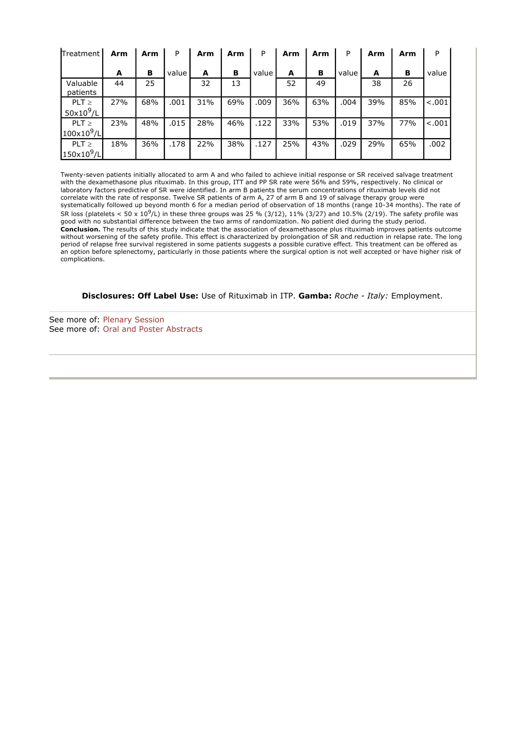| Treatment | Arm A | Arm B | P value | Arm A | Arm B | P value | Arm A | Arm B | P value | Arm A | Arm B | P value |
|---|---|---|---|---|---|---|---|---|---|---|---|---|
| Valuable patients | 44 | 25 | | 32 | 13 | | 52 | 49 | | 38 | 26 | |
| PLT ≥ $50x10^9$/L | 27% | 68% | .001 | 31% | 69% | .009 | 36% | 63% | .004 | 39% | 85% | <.001 |
| PLT ≥ $100x10^9$/L | 23% | 48% | .015 | 28% | 46% | .122 | 33% | 53% | .019 | 37% | 77% | <.001 |
| PLT ≥ $150x10^9$/L | 18% | 36% | .178 | 22% | 38% | .127 | 25% | 43% | .029 | 29% | 65% | .002 |

Twenty-seven patients initially allocated to arm A and who failed to achieve initial response or SR received salvage treatment with the dexamethasone plus rituximab. In this group, ITT and PP SR rate were 56% and 59%, respectively. No clinical or laboratory factors predictive of SR were identified. In arm B patients the serum concentrations of rituximab levels did not correlate with the rate of response. Twelve SR patients of arm A, 27 of arm B and 19 of salvage therapy group were systematically followed up beyond month 6 for a median period of observation of 18 months (range 10-34 months). The rate of SR loss (platelets < 50 x $10^9$/L) in these three groups was 25 % (3/12), 11% (3/27) and 10.5% (2/19). The safety profile was good with no substantial difference between the two arms of randomization. No patient died during the study period.

**Conclusion.** The results of this study indicate that the association of dexamethasone plus rituximab improves patients outcome without worsening of the safety profile. This effect is characterized by prolongation of SR and reduction in relapse rate. The long period of relapse free survival registered in some patients suggests a possible curative effect. This treatment can be offered as an option before splenectomy, particularly in those patients where the surgical option is not well accepted or have higher risk of complications.

**Disclosures: Off Label Use:** Use of Rituximab in ITP. **Gamba:** *Roche - Italy:* Employment.

See more of: Plenary Session
See more of: Oral and Poster Abstracts